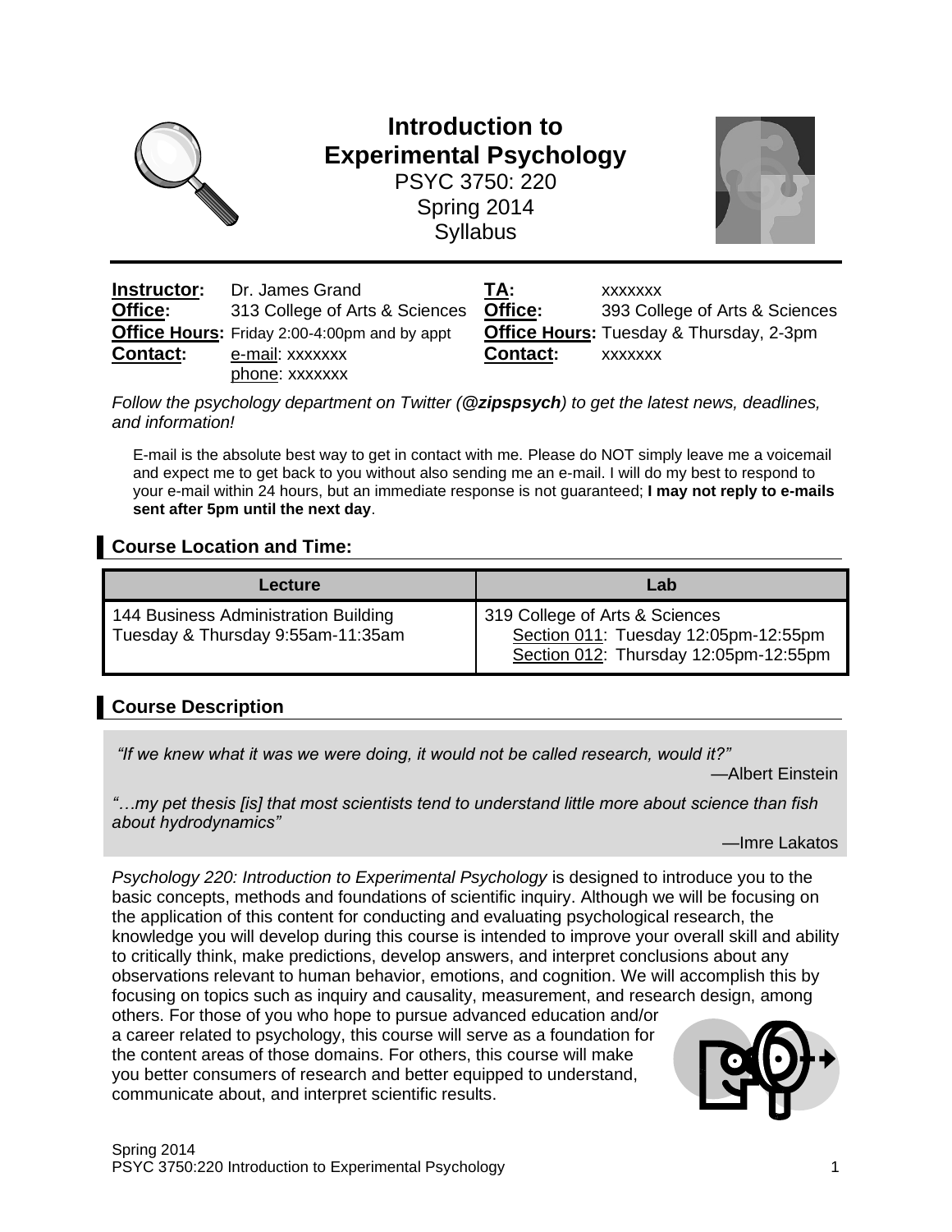# Introduction to Experimental Psychology

PSYC 3750: 220
Spring 2014
Syllabus

| | | | |
|---|---|---|---|
| **Instructor:** | Dr. James Grand | **TA:** | xxxxxxx |
| **Office:** | 313 College of Arts & Sciences | **Office:** | 393 College of Arts & Sciences |
| **Office Hours:** | Friday 2:00-4:00pm and by appt | **Office Hours:** | Tuesday & Thursday, 2-3pm |
| **Contact:** | e-mail: xxxxxxx<br>phone: xxxxxxx | **Contact:** | xxxxxxx |

*Follow the psychology department on Twitter (**@zipspsych**) to get the latest news, deadlines, and information!*

E-mail is the absolute best way to get in contact with me. Please do NOT simply leave me a voicemail and expect me to get back to you without also sending me an e-mail. I will do my best to respond to your e-mail within 24 hours, but an immediate response is not guaranteed; **I may not reply to e-mails sent after 5pm until the next day**.

## Course Location and Time:

| Lecture | Lab |
|---|---|
| 144 Business Administration Building<br>Tuesday & Thursday 9:55am-11:35am | 319 College of Arts & Sciences<br>Section 011: Tuesday 12:05pm-12:55pm<br>Section 012: Thursday 12:05pm-12:55pm |

## Course Description

*"If we knew what it was we were doing, it would not be called research, would it?"*

—Albert Einstein

*"…my pet thesis [is] that most scientists tend to understand little more about science than fish about hydrodynamics"*

—Imre Lakatos

*Psychology 220: Introduction to Experimental Psychology* is designed to introduce you to the basic concepts, methods and foundations of scientific inquiry. Although we will be focusing on the application of this content for conducting and evaluating psychological research, the knowledge you will develop during this course is intended to improve your overall skill and ability to critically think, make predictions, develop answers, and interpret conclusions about any observations relevant to human behavior, emotions, and cognition. We will accomplish this by focusing on topics such as inquiry and causality, measurement, and research design, among others. For those of you who hope to pursue advanced education and/or a career related to psychology, this course will serve as a foundation for the content areas of those domains. For others, this course will make you better consumers of research and better equipped to understand, communicate about, and interpret scientific results.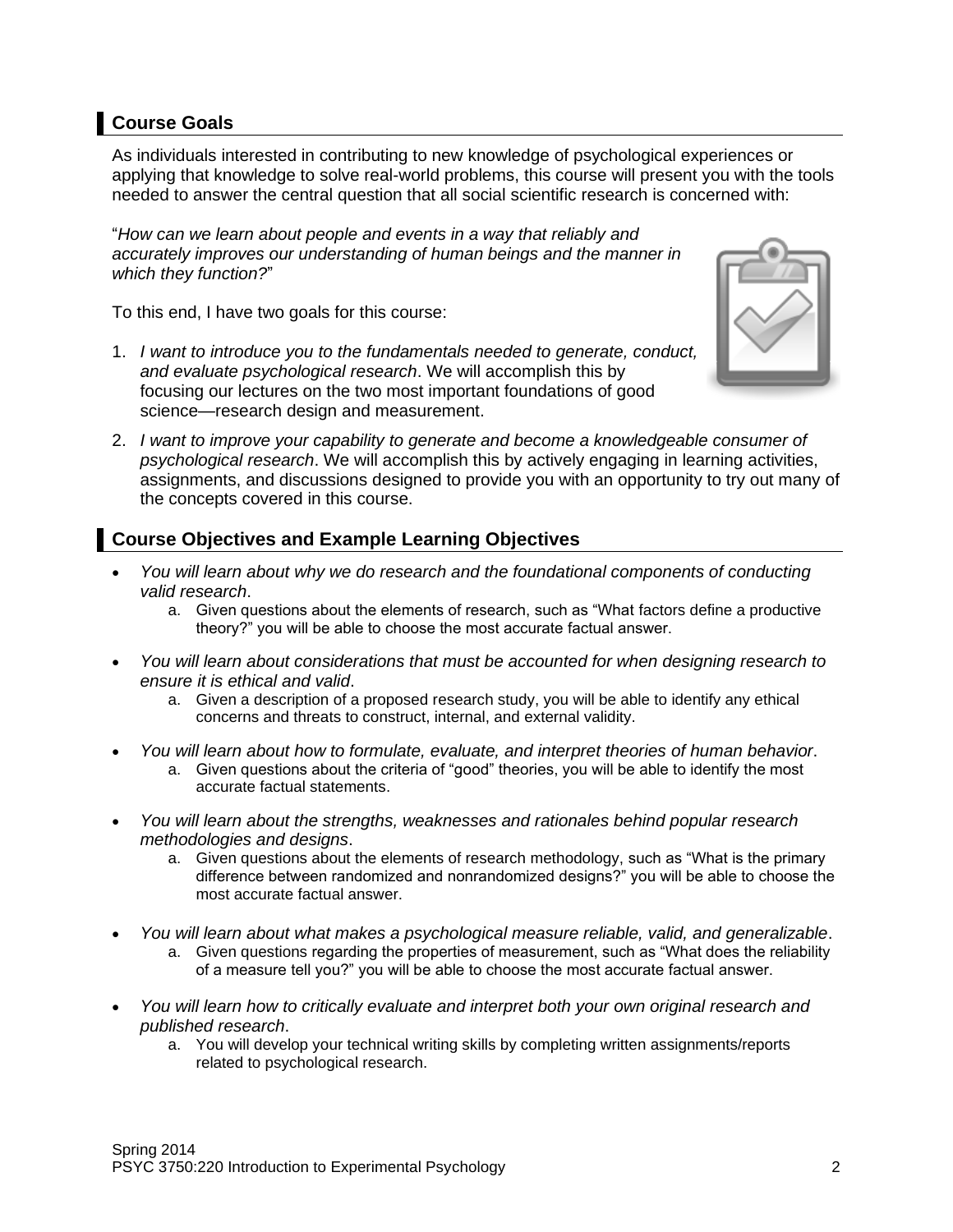## Course Goals

As individuals interested in contributing to new knowledge of psychological experiences or applying that knowledge to solve real-world problems, this course will present you with the tools needed to answer the central question that all social scientific research is concerned with:

"*How can we learn about people and events in a way that reliably and accurately improves our understanding of human beings and the manner in which they function?*"

To this end, I have two goals for this course:

1. *I want to introduce you to the fundamentals needed to generate, conduct, and evaluate psychological research*. We will accomplish this by focusing our lectures on the two most important foundations of good science—research design and measurement.
2. *I want to improve your capability to generate and become a knowledgeable consumer of psychological research*. We will accomplish this by actively engaging in learning activities, assignments, and discussions designed to provide you with an opportunity to try out many of the concepts covered in this course.

## Course Objectives and Example Learning Objectives

- *You will learn about why we do research and the foundational components of conducting valid research*.
    a. Given questions about the elements of research, such as "What factors define a productive theory?" you will be able to choose the most accurate factual answer.
- *You will learn about considerations that must be accounted for when designing research to ensure it is ethical and valid*.
    a. Given a description of a proposed research study, you will be able to identify any ethical concerns and threats to construct, internal, and external validity.
- *You will learn about how to formulate, evaluate, and interpret theories of human behavior*.
    a. Given questions about the criteria of "good" theories, you will be able to identify the most accurate factual statements.
- *You will learn about the strengths, weaknesses and rationales behind popular research methodologies and designs*.
    a. Given questions about the elements of research methodology, such as "What is the primary difference between randomized and nonrandomized designs?" you will be able to choose the most accurate factual answer.
- *You will learn about what makes a psychological measure reliable, valid, and generalizable*.
    a. Given questions regarding the properties of measurement, such as "What does the reliability of a measure tell you?" you will be able to choose the most accurate factual answer.
- *You will learn how to critically evaluate and interpret both your own original research and published research*.
    a. You will develop your technical writing skills by completing written assignments/reports related to psychological research.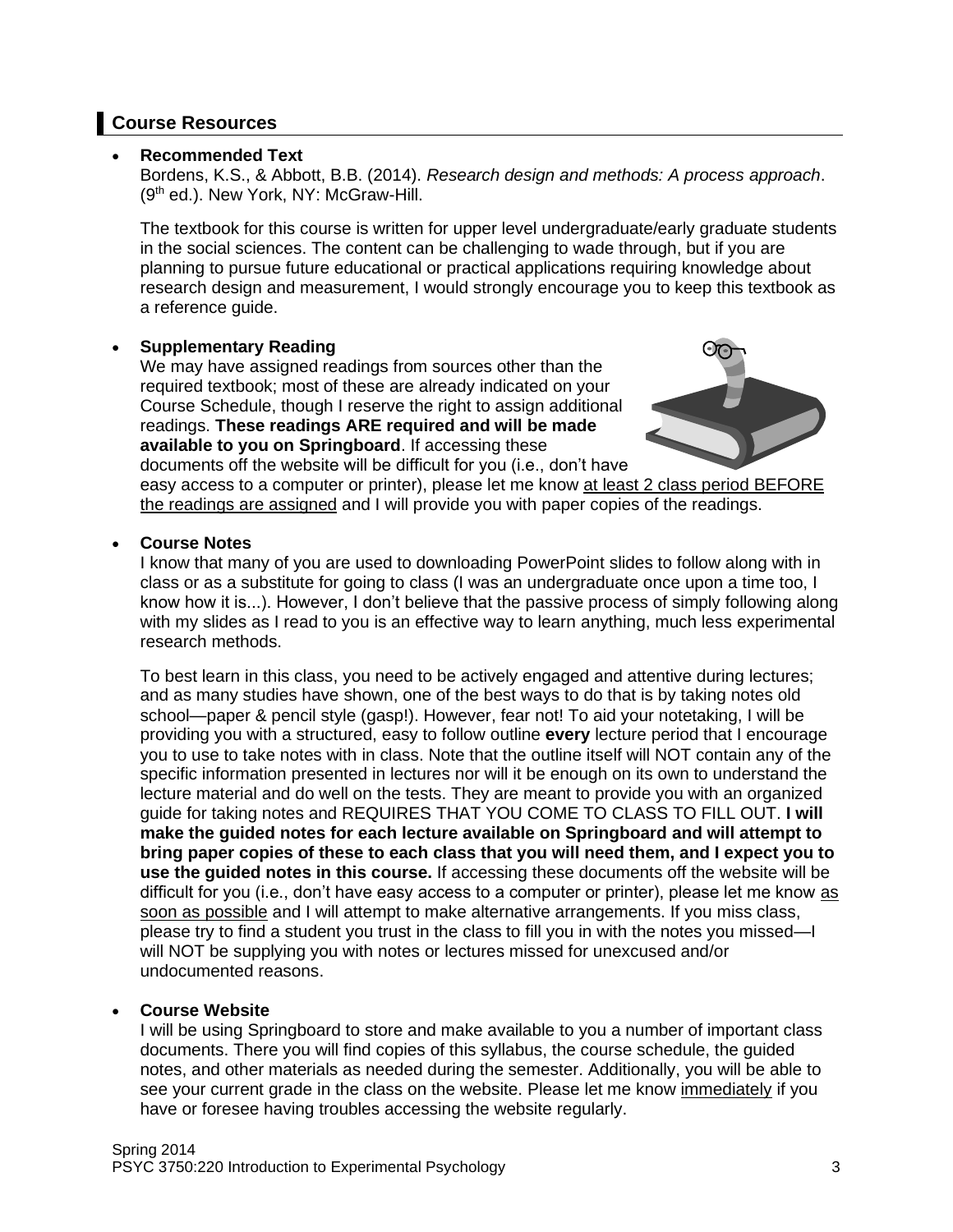## Course Resources

- **Recommended Text**

  Bordens, K.S., & Abbott, B.B. (2014). *Research design and methods: A process approach*. (9th ed.). New York, NY: McGraw-Hill.

  The textbook for this course is written for upper level undergraduate/early graduate students in the social sciences. The content can be challenging to wade through, but if you are planning to pursue future educational or practical applications requiring knowledge about research design and measurement, I would strongly encourage you to keep this textbook as a reference guide.

- **Supplementary Reading**

  We may have assigned readings from sources other than the required textbook; most of these are already indicated on your Course Schedule, though I reserve the right to assign additional readings. **These readings ARE required and will be made available to you on Springboard**. If accessing these documents off the website will be difficult for you (i.e., don't have easy access to a computer or printer), please let me know at least 2 class period BEFORE the readings are assigned and I will provide you with paper copies of the readings.

- **Course Notes**

  I know that many of you are used to downloading PowerPoint slides to follow along with in class or as a substitute for going to class (I was an undergraduate once upon a time too, I know how it is...). However, I don't believe that the passive process of simply following along with my slides as I read to you is an effective way to learn anything, much less experimental research methods.

  To best learn in this class, you need to be actively engaged and attentive during lectures; and as many studies have shown, one of the best ways to do that is by taking notes old school—paper & pencil style (gasp!). However, fear not! To aid your notetaking, I will be providing you with a structured, easy to follow outline **every** lecture period that I encourage you to use to take notes with in class. Note that the outline itself will NOT contain any of the specific information presented in lectures nor will it be enough on its own to understand the lecture material and do well on the tests. They are meant to provide you with an organized guide for taking notes and REQUIRES THAT YOU COME TO CLASS TO FILL OUT. **I will make the guided notes for each lecture available on Springboard and will attempt to bring paper copies of these to each class that you will need them, and I expect you to use the guided notes in this course.** If accessing these documents off the website will be difficult for you (i.e., don't have easy access to a computer or printer), please let me know as soon as possible and I will attempt to make alternative arrangements. If you miss class, please try to find a student you trust in the class to fill you in with the notes you missed—I will NOT be supplying you with notes or lectures missed for unexcused and/or undocumented reasons.

- **Course Website**

  I will be using Springboard to store and make available to you a number of important class documents. There you will find copies of this syllabus, the course schedule, the guided notes, and other materials as needed during the semester. Additionally, you will be able to see your current grade in the class on the website. Please let me know immediately if you have or foresee having troubles accessing the website regularly.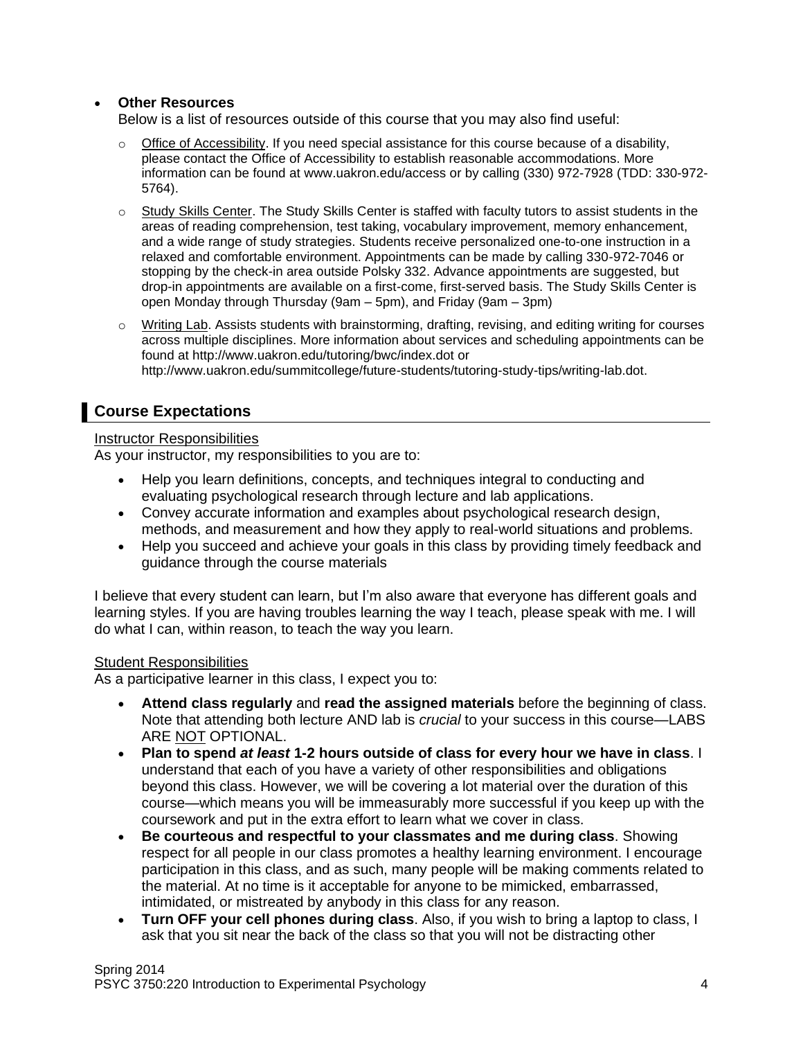- **Other Resources**
  Below is a list of resources outside of this course that you may also find useful:
  - Office of Accessibility. If you need special assistance for this course because of a disability, please contact the Office of Accessibility to establish reasonable accommodations. More information can be found at www.uakron.edu/access or by calling (330) 972-7928 (TDD: 330-972-5764).
  - Study Skills Center. The Study Skills Center is staffed with faculty tutors to assist students in the areas of reading comprehension, test taking, vocabulary improvement, memory enhancement, and a wide range of study strategies. Students receive personalized one-to-one instruction in a relaxed and comfortable environment. Appointments can be made by calling 330-972-7046 or stopping by the check-in area outside Polsky 332. Advance appointments are suggested, but drop-in appointments are available on a first-come, first-served basis. The Study Skills Center is open Monday through Thursday (9am – 5pm), and Friday (9am – 3pm)
  - Writing Lab. Assists students with brainstorming, drafting, revising, and editing writing for courses across multiple disciplines. More information about services and scheduling appointments can be found at http://www.uakron.edu/tutoring/bwc/index.dot or http://www.uakron.edu/summitcollege/future-students/tutoring-study-tips/writing-lab.dot.

## Course Expectations

Instructor Responsibilities

As your instructor, my responsibilities to you are to:

- Help you learn definitions, concepts, and techniques integral to conducting and evaluating psychological research through lecture and lab applications.
- Convey accurate information and examples about psychological research design, methods, and measurement and how they apply to real-world situations and problems.
- Help you succeed and achieve your goals in this class by providing timely feedback and guidance through the course materials

I believe that every student can learn, but I'm also aware that everyone has different goals and learning styles. If you are having troubles learning the way I teach, please speak with me. I will do what I can, within reason, to teach the way you learn.

Student Responsibilities

As a participative learner in this class, I expect you to:

- **Attend class regularly** and **read the assigned materials** before the beginning of class. Note that attending both lecture AND lab is *crucial* to your success in this course—LABS ARE NOT OPTIONAL.
- **Plan to spend *at least* 1-2 hours outside of class for every hour we have in class**. I understand that each of you have a variety of other responsibilities and obligations beyond this class. However, we will be covering a lot material over the duration of this course—which means you will be immeasurably more successful if you keep up with the coursework and put in the extra effort to learn what we cover in class.
- **Be courteous and respectful to your classmates and me during class**. Showing respect for all people in our class promotes a healthy learning environment. I encourage participation in this class, and as such, many people will be making comments related to the material. At no time is it acceptable for anyone to be mimicked, embarrassed, intimidated, or mistreated by anybody in this class for any reason.
- **Turn OFF your cell phones during class**. Also, if you wish to bring a laptop to class, I ask that you sit near the back of the class so that you will not be distracting other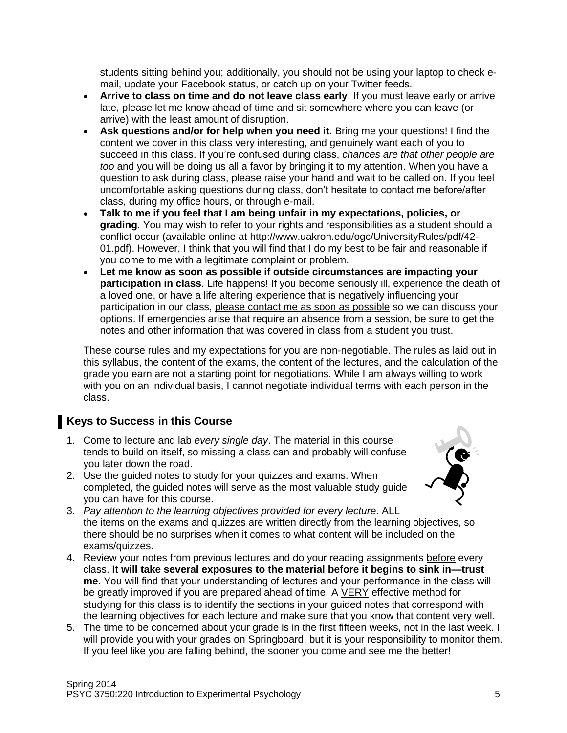students sitting behind you; additionally, you should not be using your laptop to check e-mail, update your Facebook status, or catch up on your Twitter feeds.

- **Arrive to class on time and do not leave class early**. If you must leave early or arrive late, please let me know ahead of time and sit somewhere where you can leave (or arrive) with the least amount of disruption.
- **Ask questions and/or for help when you need it**. Bring me your questions! I find the content we cover in this class very interesting, and genuinely want each of you to succeed in this class. If you're confused during class, *chances are that other people are too* and you will be doing us all a favor by bringing it to my attention. When you have a question to ask during class, please raise your hand and wait to be called on. If you feel uncomfortable asking questions during class, don't hesitate to contact me before/after class, during my office hours, or through e-mail.
- **Talk to me if you feel that I am being unfair in my expectations, policies, or grading**. You may wish to refer to your rights and responsibilities as a student should a conflict occur (available online at http://www.uakron.edu/ogc/UniversityRules/pdf/42-01.pdf). However, I think that you will find that I do my best to be fair and reasonable if you come to me with a legitimate complaint or problem.
- **Let me know as soon as possible if outside circumstances are impacting your participation in class**. Life happens! If you become seriously ill, experience the death of a loved one, or have a life altering experience that is negatively influencing your participation in our class, please contact me as soon as possible so we can discuss your options. If emergencies arise that require an absence from a session, be sure to get the notes and other information that was covered in class from a student you trust.

These course rules and my expectations for you are non-negotiable. The rules as laid out in this syllabus, the content of the exams, the content of the lectures, and the calculation of the grade you earn are not a starting point for negotiations. While I am always willing to work with you on an individual basis, I cannot negotiate individual terms with each person in the class.

## Keys to Success in this Course

1. Come to lecture and lab *every single day*. The material in this course tends to build on itself, so missing a class can and probably will confuse you later down the road.
2. Use the guided notes to study for your quizzes and exams. When completed, the guided notes will serve as the most valuable study guide you can have for this course.
3. *Pay attention to the learning objectives provided for every lecture*. ALL the items on the exams and quizzes are written directly from the learning objectives, so there should be no surprises when it comes to what content will be included on the exams/quizzes.
4. Review your notes from previous lectures and do your reading assignments before every class. **It will take several exposures to the material before it begins to sink in—trust me**. You will find that your understanding of lectures and your performance in the class will be greatly improved if you are prepared ahead of time. A VERY effective method for studying for this class is to identify the sections in your guided notes that correspond with the learning objectives for each lecture and make sure that you know that content very well.
5. The time to be concerned about your grade is in the first fifteen weeks, not in the last week. I will provide you with your grades on Springboard, but it is your responsibility to monitor them. If you feel like you are falling behind, the sooner you come and see me the better!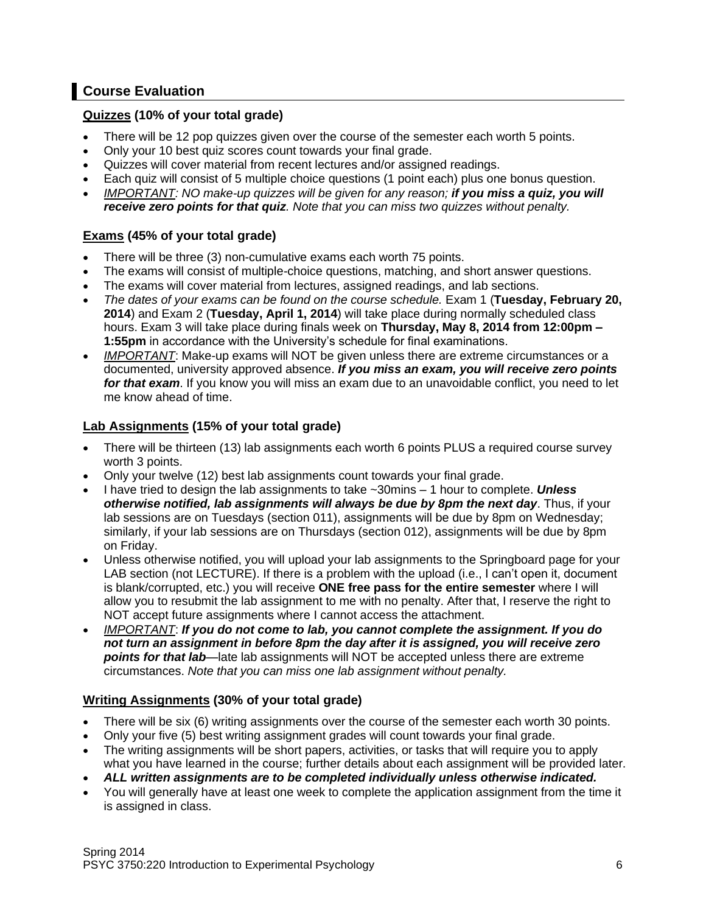## Course Evaluation

### Quizzes (10% of your total grade)

- There will be 12 pop quizzes given over the course of the semester each worth 5 points.
- Only your 10 best quiz scores count towards your final grade.
- Quizzes will cover material from recent lectures and/or assigned readings.
- Each quiz will consist of 5 multiple choice questions (1 point each) plus one bonus question.
- *IMPORTANT: NO make-up quizzes will be given for any reason;* ***if you miss a quiz, you will receive zero points for that quiz****. Note that you can miss two quizzes without penalty.*

### Exams (45% of your total grade)

- There will be three (3) non-cumulative exams each worth 75 points.
- The exams will consist of multiple-choice questions, matching, and short answer questions.
- The exams will cover material from lectures, assigned readings, and lab sections.
- *The dates of your exams can be found on the course schedule.* Exam 1 (**Tuesday, February 20, 2014**) and Exam 2 (**Tuesday, April 1, 2014**) will take place during normally scheduled class hours. Exam 3 will take place during finals week on **Thursday, May 8, 2014 from 12:00pm – 1:55pm** in accordance with the University's schedule for final examinations.
- *IMPORTANT*: Make-up exams will NOT be given unless there are extreme circumstances or a documented, university approved absence. ***If you miss an exam, you will receive zero points for that exam***. If you know you will miss an exam due to an unavoidable conflict, you need to let me know ahead of time.

### Lab Assignments (15% of your total grade)

- There will be thirteen (13) lab assignments each worth 6 points PLUS a required course survey worth 3 points.
- Only your twelve (12) best lab assignments count towards your final grade.
- I have tried to design the lab assignments to take ~30mins – 1 hour to complete. ***Unless otherwise notified, lab assignments will always be due by 8pm the next day***. Thus, if your lab sessions are on Tuesdays (section 011), assignments will be due by 8pm on Wednesday; similarly, if your lab sessions are on Thursdays (section 012), assignments will be due by 8pm on Friday.
- Unless otherwise notified, you will upload your lab assignments to the Springboard page for your LAB section (not LECTURE). If there is a problem with the upload (i.e., I can't open it, document is blank/corrupted, etc.) you will receive **ONE free pass for the entire semester** where I will allow you to resubmit the lab assignment to me with no penalty. After that, I reserve the right to NOT accept future assignments where I cannot access the attachment.
- *IMPORTANT*: ***If you do not come to lab, you cannot complete the assignment. If you do not turn an assignment in before 8pm the day after it is assigned, you will receive zero points for that lab***—late lab assignments will NOT be accepted unless there are extreme circumstances. *Note that you can miss one lab assignment without penalty.*

### Writing Assignments (30% of your total grade)

- There will be six (6) writing assignments over the course of the semester each worth 30 points.
- Only your five (5) best writing assignment grades will count towards your final grade.
- The writing assignments will be short papers, activities, or tasks that will require you to apply what you have learned in the course; further details about each assignment will be provided later.
- ***ALL written assignments are to be completed individually unless otherwise indicated.***
- You will generally have at least one week to complete the application assignment from the time it is assigned in class.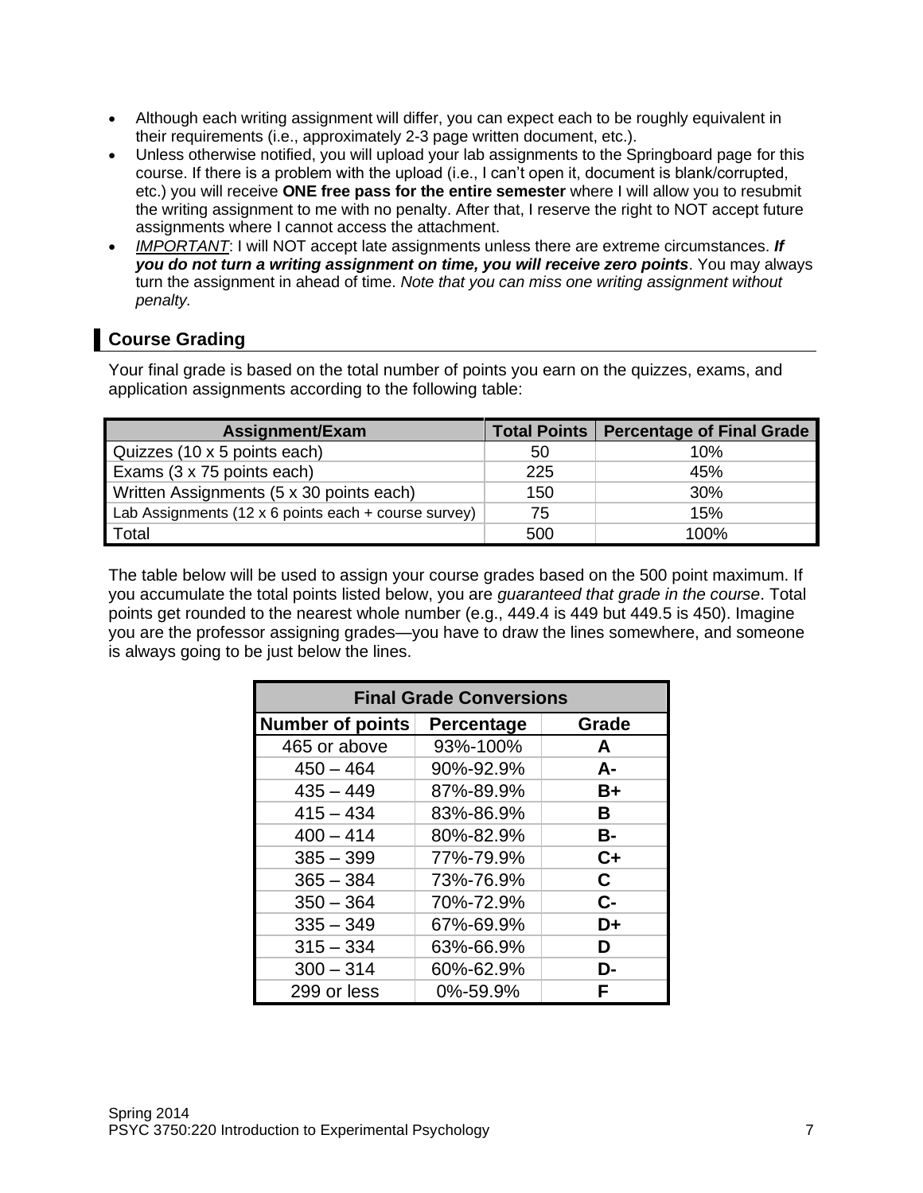- Although each writing assignment will differ, you can expect each to be roughly equivalent in their requirements (i.e., approximately 2-3 page written document, etc.).
- Unless otherwise notified, you will upload your lab assignments to the Springboard page for this course. If there is a problem with the upload (i.e., I can't open it, document is blank/corrupted, etc.) you will receive **ONE free pass for the entire semester** where I will allow you to resubmit the writing assignment to me with no penalty. After that, I reserve the right to NOT accept future assignments where I cannot access the attachment.
- *IMPORTANT*: I will NOT accept late assignments unless there are extreme circumstances. ***If you do not turn a writing assignment on time, you will receive zero points***. You may always turn the assignment in ahead of time. *Note that you can miss one writing assignment without penalty.*

## Course Grading

Your final grade is based on the total number of points you earn on the quizzes, exams, and application assignments according to the following table:

| Assignment/Exam | Total Points | Percentage of Final Grade |
|---|---|---|
| Quizzes (10 x 5 points each) | 50 | 10% |
| Exams (3 x 75 points each) | 225 | 45% |
| Written Assignments (5 x 30 points each) | 150 | 30% |
| Lab Assignments (12 x 6 points each + course survey) | 75 | 15% |
| Total | 500 | 100% |

The table below will be used to assign your course grades based on the 500 point maximum. If you accumulate the total points listed below, you are *guaranteed that grade in the course*. Total points get rounded to the nearest whole number (e.g., 449.4 is 449 but 449.5 is 450). Imagine you are the professor assigning grades—you have to draw the lines somewhere, and someone is always going to be just below the lines.

| Final Grade Conversions | | |
|---|---|---|
| **Number of points** | **Percentage** | **Grade** |
| 465 or above | 93%-100% | **A** |
| 450 – 464 | 90%-92.9% | **A-** |
| 435 – 449 | 87%-89.9% | **B+** |
| 415 – 434 | 83%-86.9% | **B** |
| 400 – 414 | 80%-82.9% | **B-** |
| 385 – 399 | 77%-79.9% | **C+** |
| 365 – 384 | 73%-76.9% | **C** |
| 350 – 364 | 70%-72.9% | **C-** |
| 335 – 349 | 67%-69.9% | **D+** |
| 315 – 334 | 63%-66.9% | **D** |
| 300 – 314 | 60%-62.9% | **D-** |
| 299 or less | 0%-59.9% | **F** |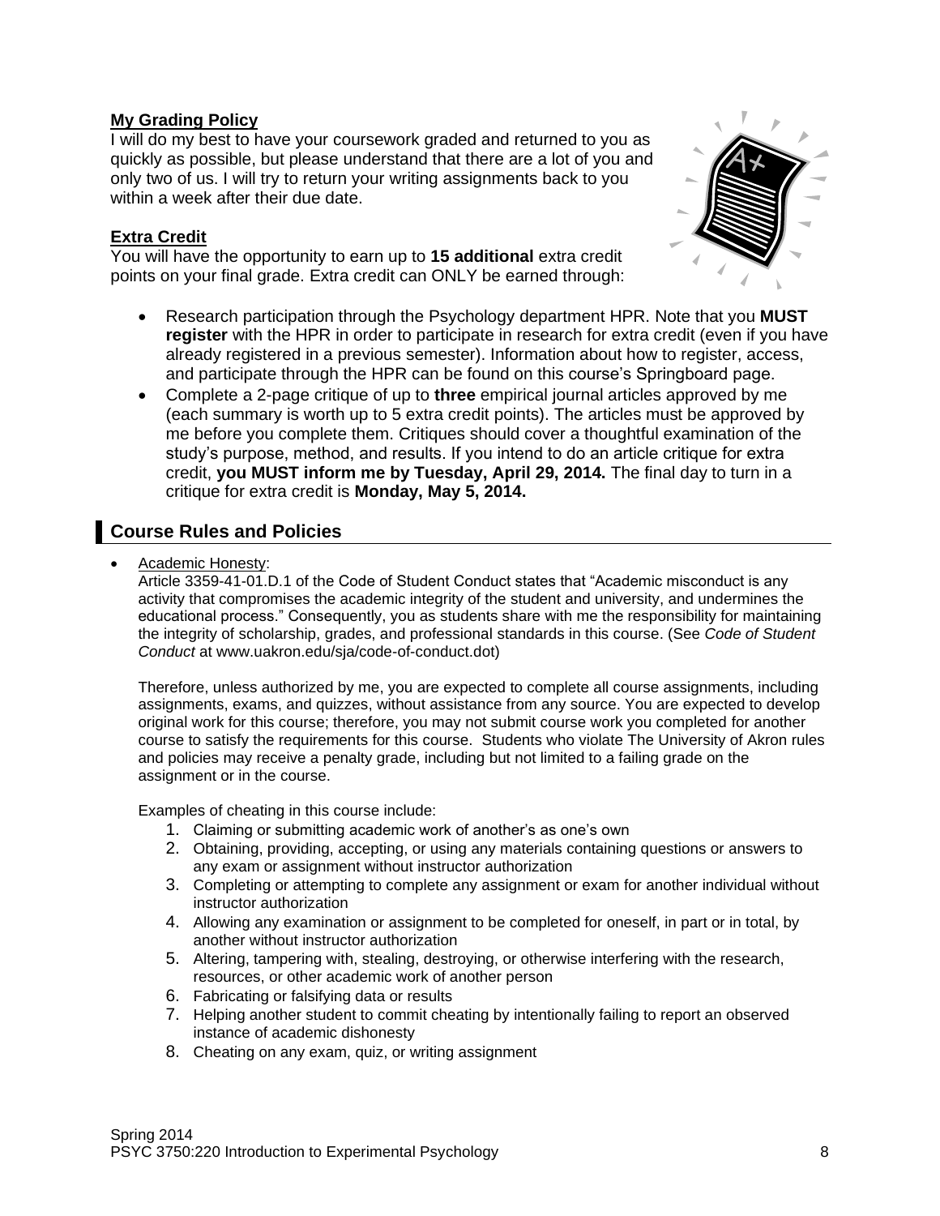**My Grading Policy**

I will do my best to have your coursework graded and returned to you as quickly as possible, but please understand that there are a lot of you and only two of us. I will try to return your writing assignments back to you within a week after their due date.

**Extra Credit**

You will have the opportunity to earn up to **15 additional** extra credit points on your final grade. Extra credit can ONLY be earned through:

- Research participation through the Psychology department HPR. Note that you **MUST register** with the HPR in order to participate in research for extra credit (even if you have already registered in a previous semester). Information about how to register, access, and participate through the HPR can be found on this course's Springboard page.
- Complete a 2-page critique of up to **three** empirical journal articles approved by me (each summary is worth up to 5 extra credit points). The articles must be approved by me before you complete them. Critiques should cover a thoughtful examination of the study's purpose, method, and results. If you intend to do an article critique for extra credit, **you MUST inform me by Tuesday, April 29, 2014.** The final day to turn in a critique for extra credit is **Monday, May 5, 2014.**

## Course Rules and Policies

- Academic Honesty:

  Article 3359-41-01.D.1 of the Code of Student Conduct states that "Academic misconduct is any activity that compromises the academic integrity of the student and university, and undermines the educational process." Consequently, you as students share with me the responsibility for maintaining the integrity of scholarship, grades, and professional standards in this course. (See *Code of Student Conduct* at www.uakron.edu/sja/code-of-conduct.dot)

  Therefore, unless authorized by me, you are expected to complete all course assignments, including assignments, exams, and quizzes, without assistance from any source. You are expected to develop original work for this course; therefore, you may not submit course work you completed for another course to satisfy the requirements for this course. Students who violate The University of Akron rules and policies may receive a penalty grade, including but not limited to a failing grade on the assignment or in the course.

  Examples of cheating in this course include:

  1. Claiming or submitting academic work of another's as one's own
  2. Obtaining, providing, accepting, or using any materials containing questions or answers to any exam or assignment without instructor authorization
  3. Completing or attempting to complete any assignment or exam for another individual without instructor authorization
  4. Allowing any examination or assignment to be completed for oneself, in part or in total, by another without instructor authorization
  5. Altering, tampering with, stealing, destroying, or otherwise interfering with the research, resources, or other academic work of another person
  6. Fabricating or falsifying data or results
  7. Helping another student to commit cheating by intentionally failing to report an observed instance of academic dishonesty
  8. Cheating on any exam, quiz, or writing assignment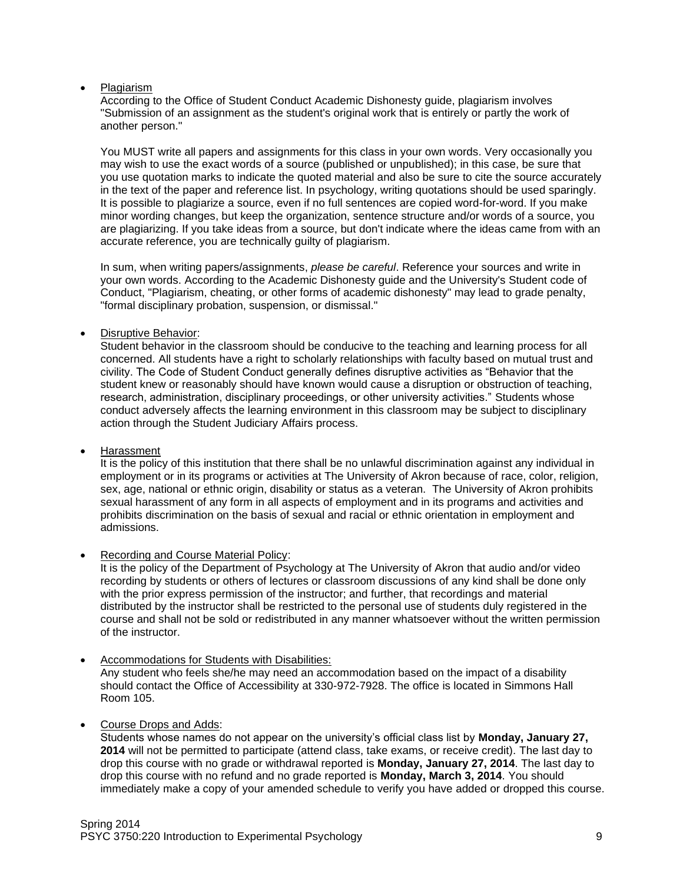- Plagiarism

  According to the Office of Student Conduct Academic Dishonesty guide, plagiarism involves "Submission of an assignment as the student's original work that is entirely or partly the work of another person."

  You MUST write all papers and assignments for this class in your own words. Very occasionally you may wish to use the exact words of a source (published or unpublished); in this case, be sure that you use quotation marks to indicate the quoted material and also be sure to cite the source accurately in the text of the paper and reference list. In psychology, writing quotations should be used sparingly. It is possible to plagiarize a source, even if no full sentences are copied word-for-word. If you make minor wording changes, but keep the organization, sentence structure and/or words of a source, you are plagiarizing. If you take ideas from a source, but don't indicate where the ideas came from with an accurate reference, you are technically guilty of plagiarism.

  In sum, when writing papers/assignments, *please be careful*. Reference your sources and write in your own words. According to the Academic Dishonesty guide and the University's Student code of Conduct, "Plagiarism, cheating, or other forms of academic dishonesty" may lead to grade penalty, "formal disciplinary probation, suspension, or dismissal."

- Disruptive Behavior:

  Student behavior in the classroom should be conducive to the teaching and learning process for all concerned. All students have a right to scholarly relationships with faculty based on mutual trust and civility. The Code of Student Conduct generally defines disruptive activities as "Behavior that the student knew or reasonably should have known would cause a disruption or obstruction of teaching, research, administration, disciplinary proceedings, or other university activities." Students whose conduct adversely affects the learning environment in this classroom may be subject to disciplinary action through the Student Judiciary Affairs process.

- Harassment

  It is the policy of this institution that there shall be no unlawful discrimination against any individual in employment or in its programs or activities at The University of Akron because of race, color, religion, sex, age, national or ethnic origin, disability or status as a veteran. The University of Akron prohibits sexual harassment of any form in all aspects of employment and in its programs and activities and prohibits discrimination on the basis of sexual and racial or ethnic orientation in employment and admissions.

- Recording and Course Material Policy:

  It is the policy of the Department of Psychology at The University of Akron that audio and/or video recording by students or others of lectures or classroom discussions of any kind shall be done only with the prior express permission of the instructor; and further, that recordings and material distributed by the instructor shall be restricted to the personal use of students duly registered in the course and shall not be sold or redistributed in any manner whatsoever without the written permission of the instructor.

- Accommodations for Students with Disabilities:

  Any student who feels she/he may need an accommodation based on the impact of a disability should contact the Office of Accessibility at 330-972-7928. The office is located in Simmons Hall Room 105.

- Course Drops and Adds:

  Students whose names do not appear on the university's official class list by **Monday, January 27, 2014** will not be permitted to participate (attend class, take exams, or receive credit). The last day to drop this course with no grade or withdrawal reported is **Monday, January 27, 2014**. The last day to drop this course with no refund and no grade reported is **Monday, March 3, 2014**. You should immediately make a copy of your amended schedule to verify you have added or dropped this course.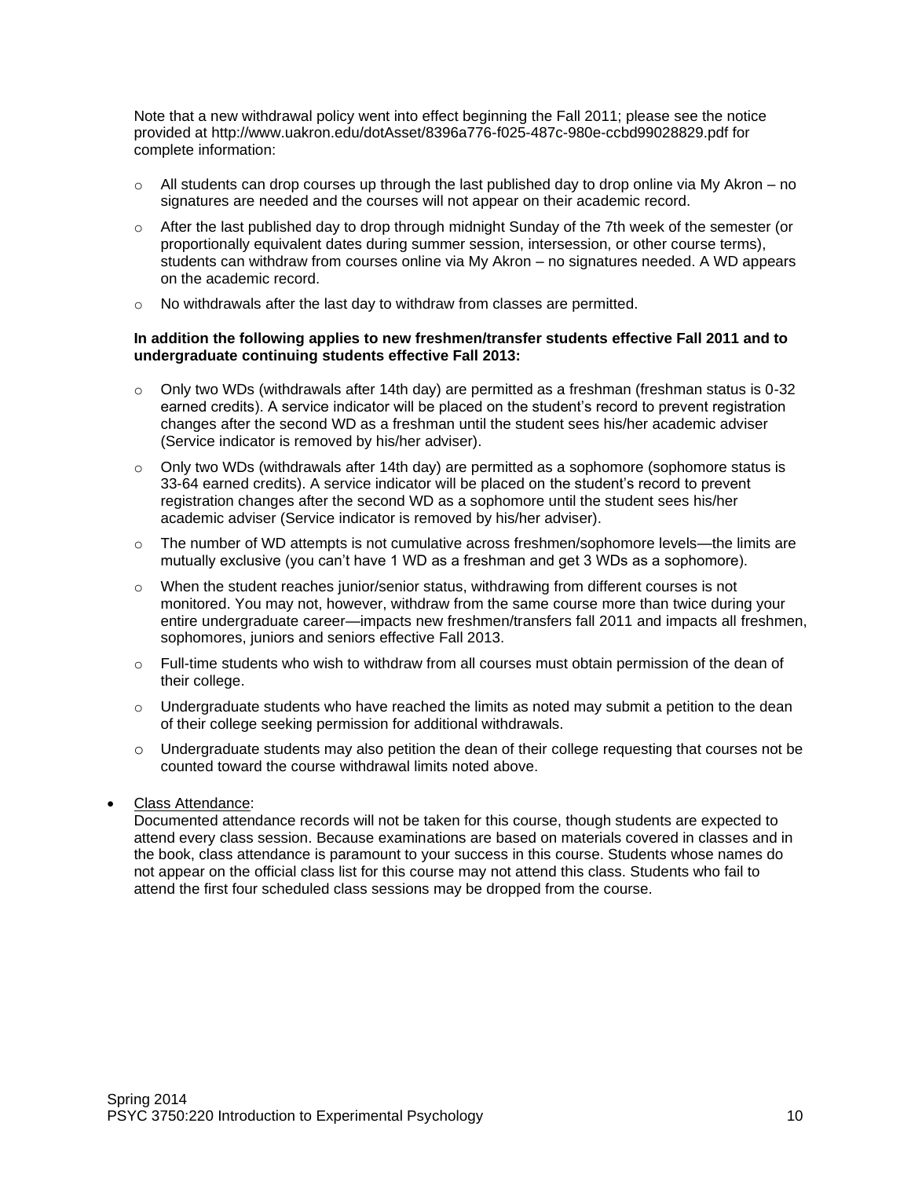Note that a new withdrawal policy went into effect beginning the Fall 2011; please see the notice provided at http://www.uakron.edu/dotAsset/8396a776-f025-487c-980e-ccbd99028829.pdf for complete information:

- All students can drop courses up through the last published day to drop online via My Akron – no signatures are needed and the courses will not appear on their academic record.
- After the last published day to drop through midnight Sunday of the 7th week of the semester (or proportionally equivalent dates during summer session, intersession, or other course terms), students can withdraw from courses online via My Akron – no signatures needed. A WD appears on the academic record.
- No withdrawals after the last day to withdraw from classes are permitted.

**In addition the following applies to new freshmen/transfer students effective Fall 2011 and to undergraduate continuing students effective Fall 2013:**

- Only two WDs (withdrawals after 14th day) are permitted as a freshman (freshman status is 0-32 earned credits). A service indicator will be placed on the student's record to prevent registration changes after the second WD as a freshman until the student sees his/her academic adviser (Service indicator is removed by his/her adviser).
- Only two WDs (withdrawals after 14th day) are permitted as a sophomore (sophomore status is 33-64 earned credits). A service indicator will be placed on the student's record to prevent registration changes after the second WD as a sophomore until the student sees his/her academic adviser (Service indicator is removed by his/her adviser).
- The number of WD attempts is not cumulative across freshmen/sophomore levels—the limits are mutually exclusive (you can't have 1 WD as a freshman and get 3 WDs as a sophomore).
- When the student reaches junior/senior status, withdrawing from different courses is not monitored. You may not, however, withdraw from the same course more than twice during your entire undergraduate career—impacts new freshmen/transfers fall 2011 and impacts all freshmen, sophomores, juniors and seniors effective Fall 2013.
- Full-time students who wish to withdraw from all courses must obtain permission of the dean of their college.
- Undergraduate students who have reached the limits as noted may submit a petition to the dean of their college seeking permission for additional withdrawals.
- Undergraduate students may also petition the dean of their college requesting that courses not be counted toward the course withdrawal limits noted above.

- Class Attendance:
  Documented attendance records will not be taken for this course, though students are expected to attend every class session. Because examinations are based on materials covered in classes and in the book, class attendance is paramount to your success in this course. Students whose names do not appear on the official class list for this course may not attend this class. Students who fail to attend the first four scheduled class sessions may be dropped from the course.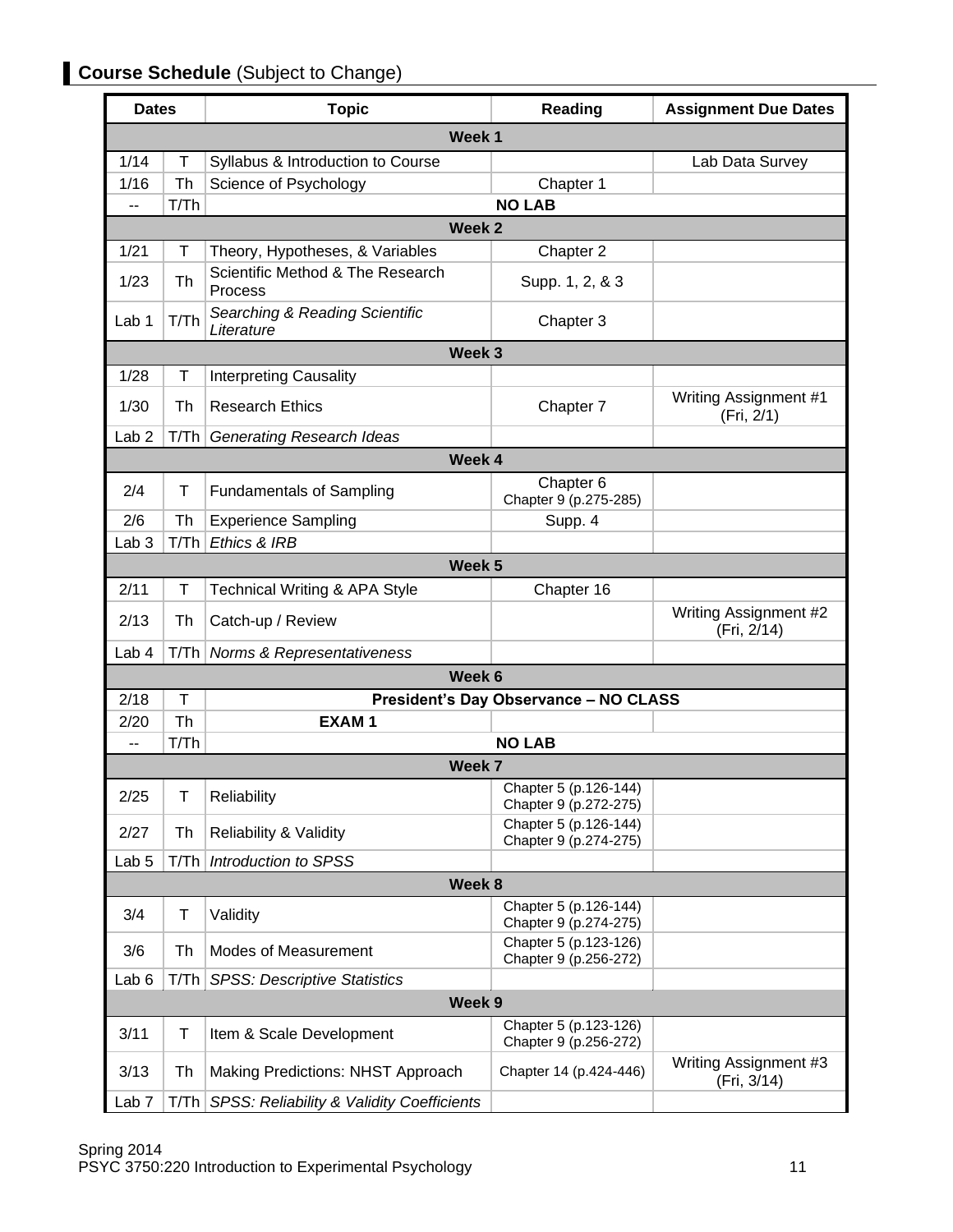## **Course Schedule** (Subject to Change)

| Dates | | Topic | Reading | Assignment Due Dates |
|---|---|---|---|---|
| **Week 1** | | | | |
| 1/14 | T | Syllabus & Introduction to Course | | Lab Data Survey |
| 1/16 | Th | Science of Psychology | Chapter 1 | |
| -- | T/Th | **NO LAB** | | |
| **Week 2** | | | | |
| 1/21 | T | Theory, Hypotheses, & Variables | Chapter 2 | |
| 1/23 | Th | Scientific Method & The Research Process | Supp. 1, 2, & 3 | |
| Lab 1 | T/Th | *Searching & Reading Scientific Literature* | Chapter 3 | |
| **Week 3** | | | | |
| 1/28 | T | Interpreting Causality | | |
| 1/30 | Th | Research Ethics | Chapter 7 | Writing Assignment #1 (Fri, 2/1) |
| Lab 2 | T/Th | *Generating Research Ideas* | | |
| **Week 4** | | | | |
| 2/4 | T | Fundamentals of Sampling | Chapter 6<br>Chapter 9 (p.275-285) | |
| 2/6 | Th | Experience Sampling | Supp. 4 | |
| Lab 3 | T/Th | *Ethics & IRB* | | |
| **Week 5** | | | | |
| 2/11 | T | Technical Writing & APA Style | Chapter 16 | |
| 2/13 | Th | Catch-up / Review | | Writing Assignment #2 (Fri, 2/14) |
| Lab 4 | T/Th | *Norms & Representativeness* | | |
| **Week 6** | | | | |
| 2/18 | T | **President's Day Observance – NO CLASS** | | |
| 2/20 | Th | **EXAM 1** | | |
| -- | T/Th | **NO LAB** | | |
| **Week 7** | | | | |
| 2/25 | T | Reliability | Chapter 5 (p.126-144)<br>Chapter 9 (p.272-275) | |
| 2/27 | Th | Reliability & Validity | Chapter 5 (p.126-144)<br>Chapter 9 (p.274-275) | |
| Lab 5 | T/Th | *Introduction to SPSS* | | |
| **Week 8** | | | | |
| 3/4 | T | Validity | Chapter 5 (p.126-144)<br>Chapter 9 (p.274-275) | |
| 3/6 | Th | Modes of Measurement | Chapter 5 (p.123-126)<br>Chapter 9 (p.256-272) | |
| Lab 6 | T/Th | *SPSS: Descriptive Statistics* | | |
| **Week 9** | | | | |
| 3/11 | T | Item & Scale Development | Chapter 5 (p.123-126)<br>Chapter 9 (p.256-272) | |
| 3/13 | Th | Making Predictions: NHST Approach | Chapter 14 (p.424-446) | Writing Assignment #3 (Fri, 3/14) |
| Lab 7 | T/Th | *SPSS: Reliability & Validity Coefficients* | | |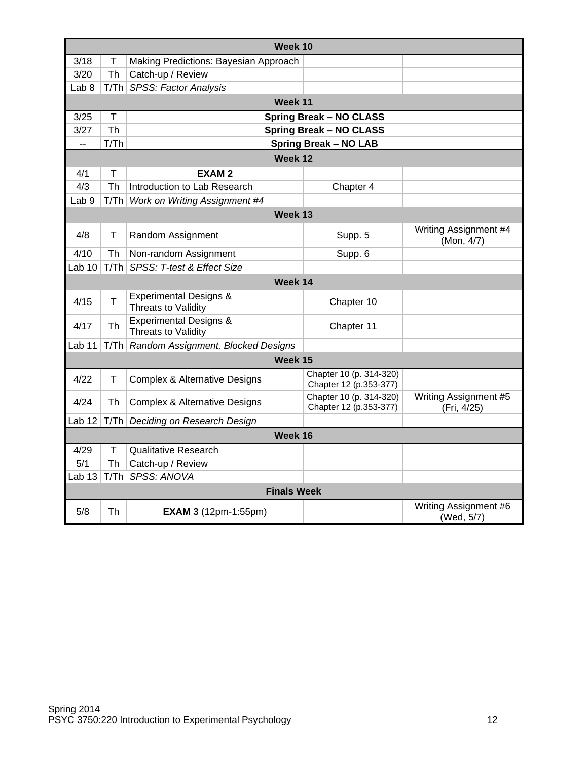| | | | | |
|---|---|---|---|---|
| **Week 10** | | | | |
| 3/18 | T | Making Predictions: Bayesian Approach | | |
| 3/20 | Th | Catch-up / Review | | |
| Lab 8 | T/Th | *SPSS: Factor Analysis* | | |
| **Week 11** | | | | |
| 3/25 | T | **Spring Break – NO CLASS** | | |
| 3/27 | Th | **Spring Break – NO CLASS** | | |
| -- | T/Th | **Spring Break – NO LAB** | | |
| **Week 12** | | | | |
| 4/1 | T | **EXAM 2** | | |
| 4/3 | Th | Introduction to Lab Research | Chapter 4 | |
| Lab 9 | T/Th | *Work on Writing Assignment #4* | | |
| **Week 13** | | | | |
| 4/8 | T | Random Assignment | Supp. 5 | Writing Assignment #4 (Mon, 4/7) |
| 4/10 | Th | Non-random Assignment | Supp. 6 | |
| Lab 10 | T/Th | *SPSS: T-test & Effect Size* | | |
| **Week 14** | | | | |
| 4/15 | T | Experimental Designs & Threats to Validity | Chapter 10 | |
| 4/17 | Th | Experimental Designs & Threats to Validity | Chapter 11 | |
| Lab 11 | T/Th | *Random Assignment, Blocked Designs* | | |
| **Week 15** | | | | |
| 4/22 | T | Complex & Alternative Designs | Chapter 10 (p. 314-320) Chapter 12 (p.353-377) | |
| 4/24 | Th | Complex & Alternative Designs | Chapter 10 (p. 314-320) Chapter 12 (p.353-377) | Writing Assignment #5 (Fri, 4/25) |
| Lab 12 | T/Th | *Deciding on Research Design* | | |
| **Week 16** | | | | |
| 4/29 | T | Qualitative Research | | |
| 5/1 | Th | Catch-up / Review | | |
| Lab 13 | T/Th | *SPSS: ANOVA* | | |
| **Finals Week** | | | | |
| 5/8 | Th | **EXAM 3** (12pm-1:55pm) | | Writing Assignment #6 (Wed, 5/7) |